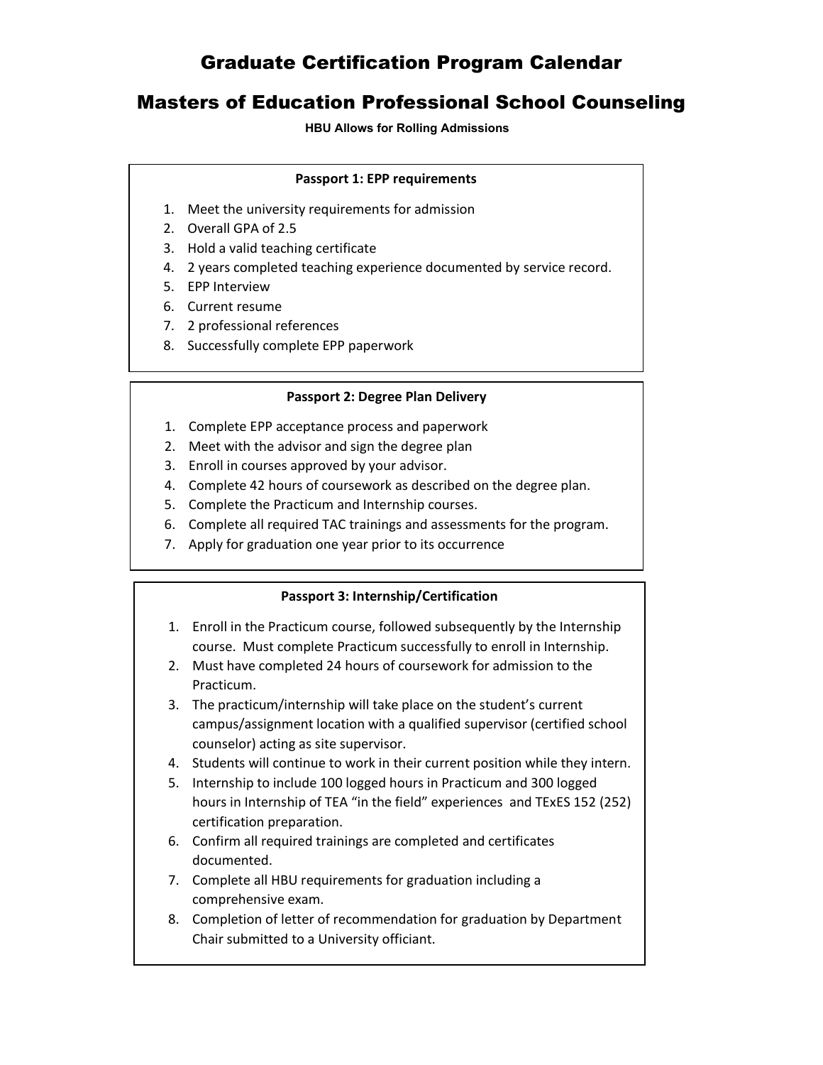# Graduate Certification Program Calendar

# Masters of Education Professional School Counseling

**HBU Allows for Rolling Admissions**

**Passport 1: EPP requirements**

1. Meet the university requirements for admission
2. Overall GPA of 2.5
3. Hold a valid teaching certificate
4. 2 years completed teaching experience documented by service record.
5. EPP Interview
6. Current resume
7. 2 professional references
8. Successfully complete EPP paperwork

**Passport 2: Degree Plan Delivery**

1. Complete EPP acceptance process and paperwork
2. Meet with the advisor and sign the degree plan
3. Enroll in courses approved by your advisor.
4. Complete 42 hours of coursework as described on the degree plan.
5. Complete the Practicum and Internship courses.
6. Complete all required TAC trainings and assessments for the program.
7. Apply for graduation one year prior to its occurrence

**Passport 3: Internship/Certification**

1. Enroll in the Practicum course, followed subsequently by the Internship course. Must complete Practicum successfully to enroll in Internship.
2. Must have completed 24 hours of coursework for admission to the Practicum.
3. The practicum/internship will take place on the student's current campus/assignment location with a qualified supervisor (certified school counselor) acting as site supervisor.
4. Students will continue to work in their current position while they intern.
5. Internship to include 100 logged hours in Practicum and 300 logged hours in Internship of TEA "in the field" experiences and TExES 152 (252) certification preparation.
6. Confirm all required trainings are completed and certificates documented.
7. Complete all HBU requirements for graduation including a comprehensive exam.
8. Completion of letter of recommendation for graduation by Department Chair submitted to a University officiant.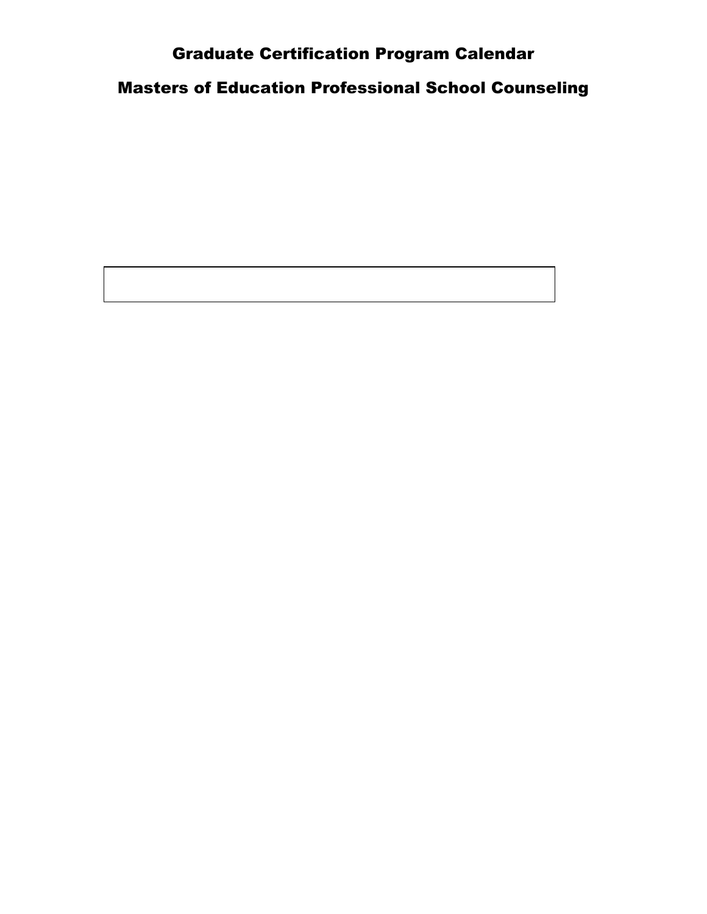# Graduate Certification Program Calendar

# Masters of Education Professional School Counseling